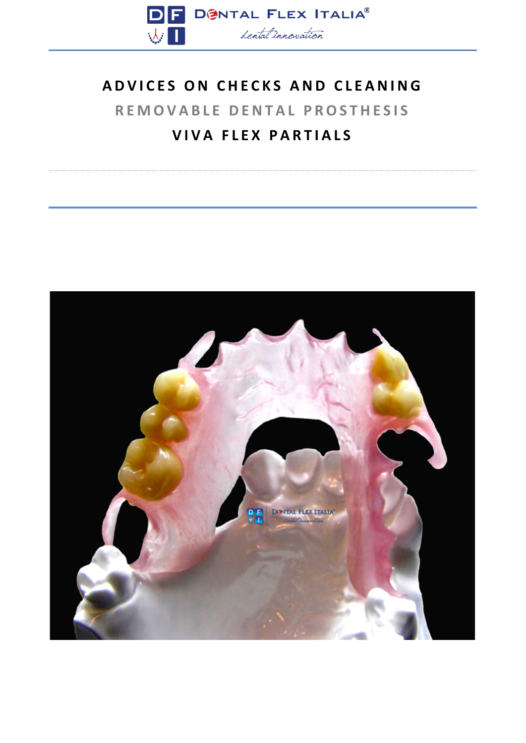DENTAL FLEX ITALIA®

*dental innovation*

# ADVICES ON CHECKS AND CLEANING

## REMOVABLE DENTAL PROSTHESIS

## VIVA FLEX PARTIALS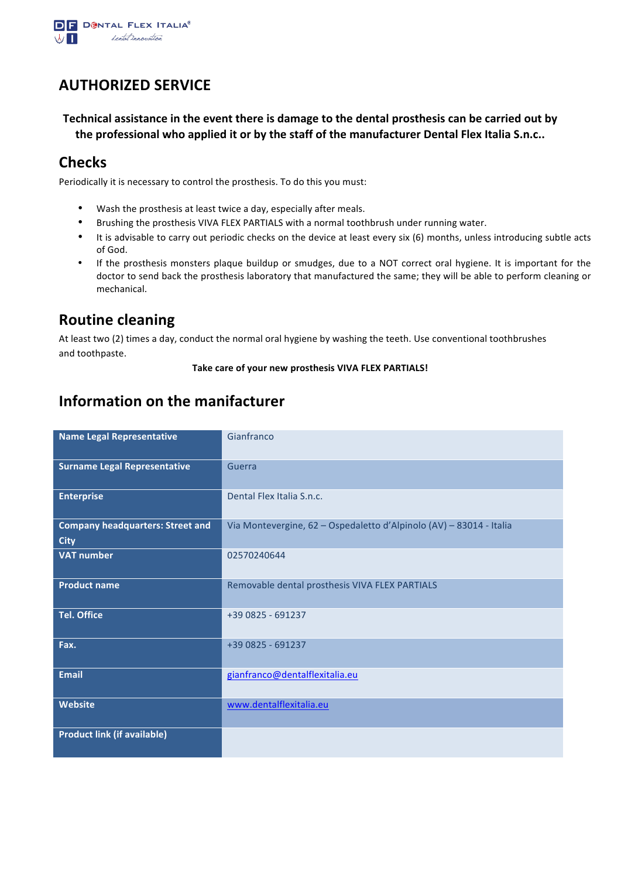## AUTHORIZED SERVICE

**Technical assistance in the event there is damage to the dental prosthesis can be carried out by the professional who applied it or by the staff of the manufacturer Dental Flex Italia S.n.c..**

## Checks

Periodically it is necessary to control the prosthesis. To do this you must:

- Wash the prosthesis at least twice a day, especially after meals.
- Brushing the prosthesis VIVA FLEX PARTIALS with a normal toothbrush under running water.
- It is advisable to carry out periodic checks on the device at least every six (6) months, unless introducing subtle acts of God.
- If the prosthesis monsters plaque buildup or smudges, due to a NOT correct oral hygiene. It is important for the doctor to send back the prosthesis laboratory that manufactured the same; they will be able to perform cleaning or mechanical.

## Routine cleaning

At least two (2) times a day, conduct the normal oral hygiene by washing the teeth. Use conventional toothbrushes and toothpaste.

**Take care of your new prosthesis VIVA FLEX PARTIALS!**

## Information on the manufacturer

| | |
|---|---|
| **Name Legal Representative** | Gianfranco |
| **Surname Legal Representative** | Guerra |
| **Enterprise** | Dental Flex Italia S.n.c. |
| **Company headquarters: Street and City** | Via Montevergine, 62 – Ospedaletto d'Alpinolo (AV) – 83014 - Italia |
| **VAT number** | 02570240644 |
| **Product name** | Removable dental prosthesis VIVA FLEX PARTIALS |
| **Tel. Office** | +39 0825 - 691237 |
| **Fax.** | +39 0825 - 691237 |
| **Email** | gianfranco@dentalflexitalia.eu |
| **Website** | www.dentalflexitalia.eu |
| **Product link (if available)** | |